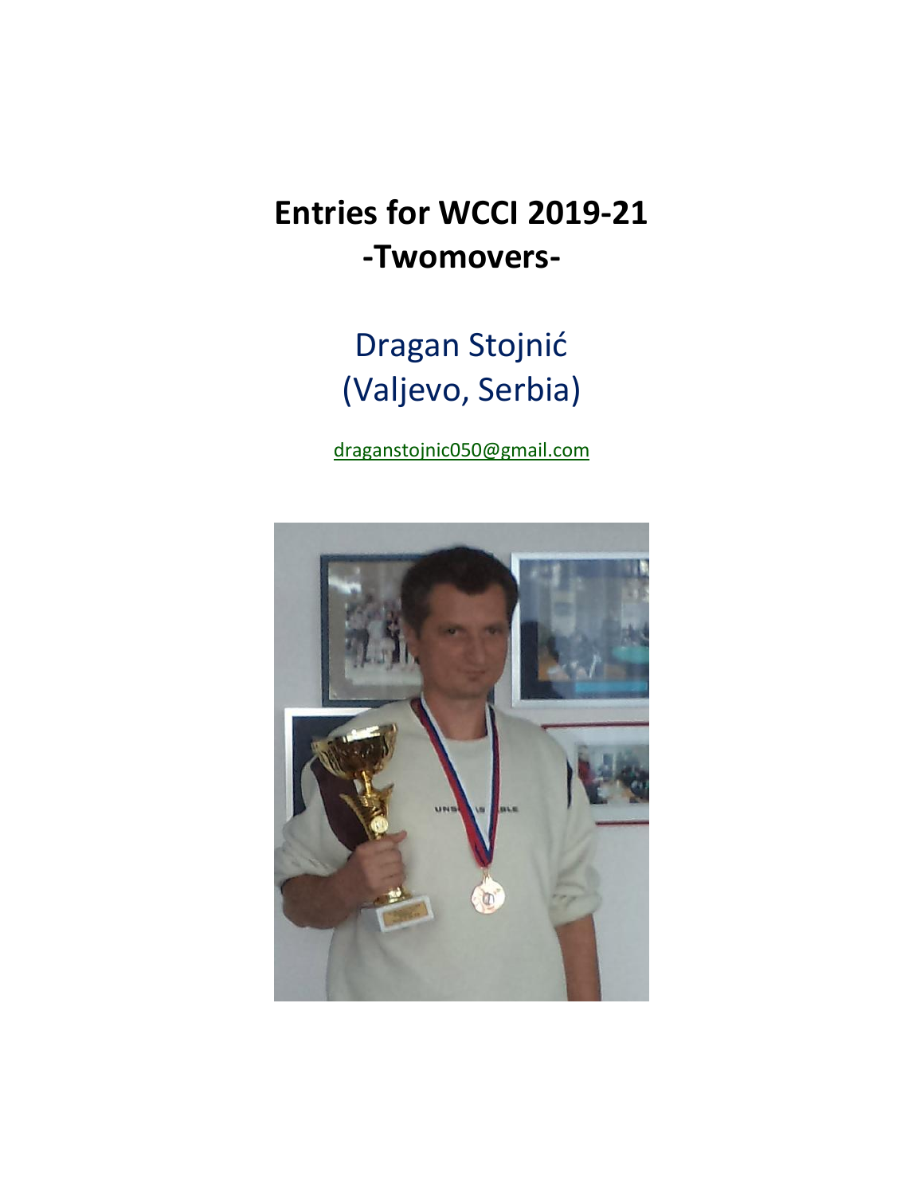# Entries for WCCI 2019-21
# -Twomovers-

Dragan Stojnić
(Valjevo, Serbia)

draganstojnic050@gmail.com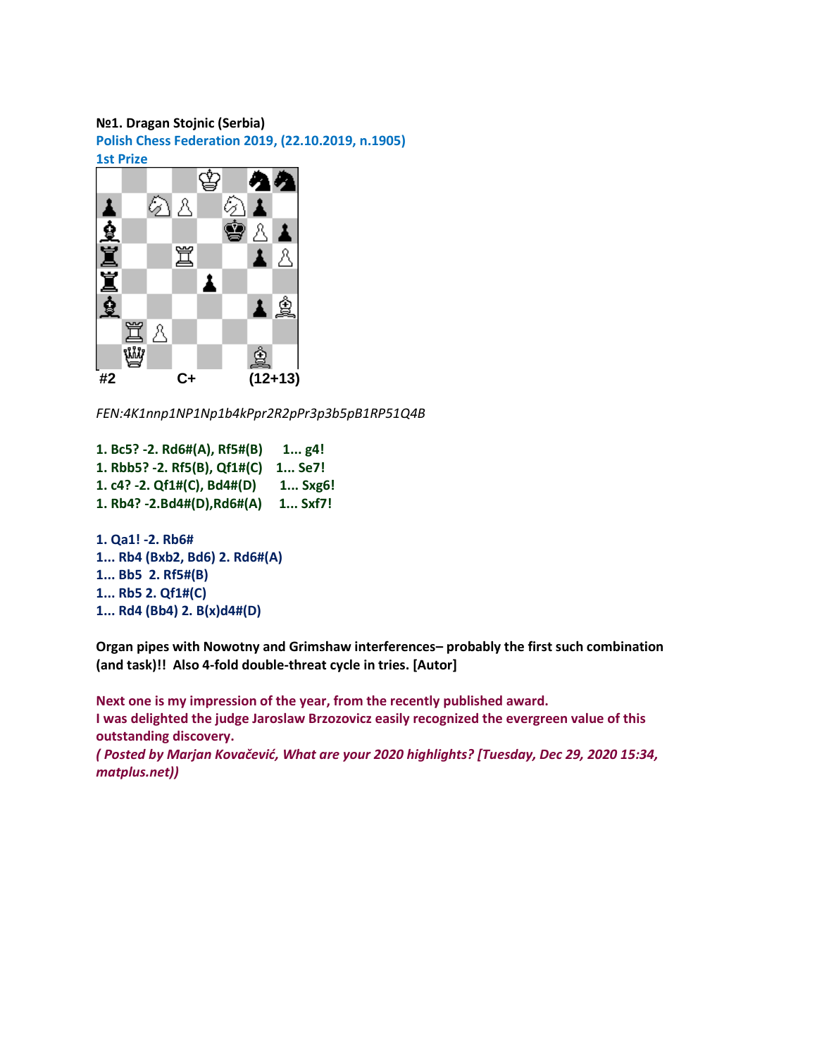**№1. Dragan Stojnic (Serbia)**
**Polish Chess Federation 2019, (22.10.2019, n.1905)**
**1st Prize**

#2 C+ (12+13)

*FEN:4K1nnp1NP1Np1b4kPpr2R2pPr3p3b5pB1RP51Q4B*

**1. Bc5? -2. Rd6#(A), Rf5#(B) 1... g4!**
**1. Rbb5? -2. Rf5(B), Qf1#(C) 1... Se7!**
**1. c4? -2. Qf1#(C), Bd4#(D) 1... Sxg6!**
**1. Rb4? -2.Bd4#(D),Rd6#(A) 1... Sxf7!**

**1. Qa1! -2. Rb6#**
**1... Rb4 (Bxb2, Bd6) 2. Rd6#(A)**
**1... Bb5 2. Rf5#(B)**
**1... Rb5 2. Qf1#(C)**
**1... Rd4 (Bb4) 2. B(x)d4#(D)**

**Organ pipes with Nowotny and Grimshaw interferences– probably the first such combination (and task)!! Also 4-fold double-threat cycle in tries. [Autor]**

**Next one is my impression of the year, from the recently published award.**
**I was delighted the judge Jaroslaw Brzozovicz easily recognized the evergreen value of this outstanding discovery.**
***( Posted by Marjan Kovačević, What are your 2020 highlights? [Tuesday, Dec 29, 2020 15:34, matplus.net))***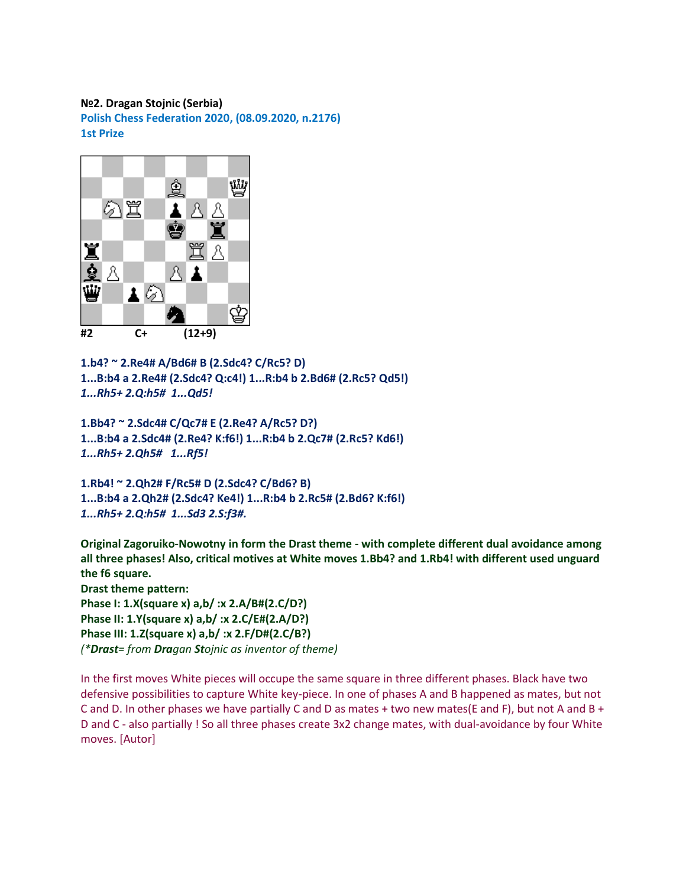**№2. Dragan Stojnic (Serbia)**

**Polish Chess Federation 2020, (08.09.2020, n.2176)**

**1st Prize**

**#2 C+ (12+9)**

**1.b4? ~ 2.Re4# A/Bd6# B (2.Sdc4? C/Rc5? D)**

**1...B:b4 a 2.Re4# (2.Sdc4? Q:c4!) 1...R:b4 b 2.Bd6# (2.Rc5? Qd5!)**

***1...Rh5+ 2.Q:h5# 1...Qd5!***

**1.Bb4? ~ 2.Sdc4# C/Qc7# E (2.Re4? A/Rc5? D?)**

**1...B:b4 a 2.Sdc4# (2.Re4? K:f6!) 1...R:b4 b 2.Qc7# (2.Rc5? Kd6!)**

***1...Rh5+ 2.Qh5# 1...Rf5!***

**1.Rb4! ~ 2.Qh2# F/Rc5# D (2.Sdc4? C/Bd6? B)**

**1...B:b4 a 2.Qh2# (2.Sdc4? Ke4!) 1...R:b4 b 2.Rc5# (2.Bd6? K:f6!)**

***1...Rh5+ 2.Q:h5# 1...Sd3 2.S:f3#.***

**Original Zagoruiko-Nowotny in form the Drast theme - with complete different dual avoidance among all three phases! Also, critical motives at White moves 1.Bb4? and 1.Rb4! with different used unguard the f6 square.**

**Drast theme pattern:**

**Phase I: 1.X(square x) a,b/ :x 2.A/B#(2.C/D?)**

**Phase II: 1.Y(square x) a,b/ :x 2.C/E#(2.A/D?)**

**Phase III: 1.Z(square x) a,b/ :x 2.F/D#(2.C/B?)**

*(\***Drast**= from **Dra**gan **St**ojnic as inventor of theme)*

In the first moves White pieces will occupe the same square in three different phases. Black have two defensive possibilities to capture White key-piece. In one of phases A and B happened as mates, but not C and D. In other phases we have partially C and D as mates + two new mates(E and F), but not A and B + D and C - also partially ! So all three phases create 3x2 change mates, with dual-avoidance by four White moves. [Autor]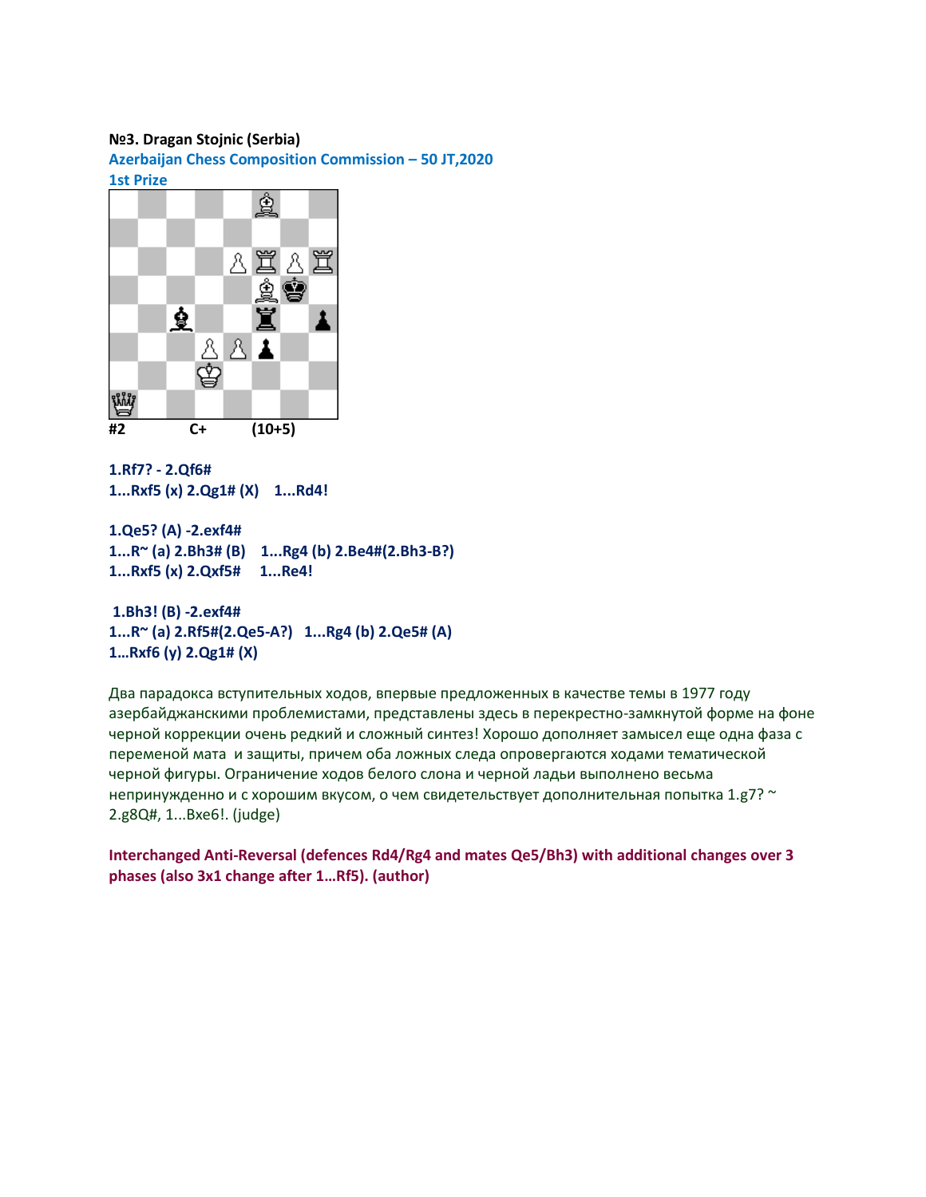**№3. Dragan Stojnic (Serbia)**

**Azerbaijan Chess Composition Commission – 50 JT,2020**

**1st Prize**

**#2 C+ (10+5)**

**1.Rf7? - 2.Qf6#**
**1...Rxf5 (x) 2.Qg1# (X) 1...Rd4!**

**1.Qe5? (A) -2.exf4#**
**1...R~ (a) 2.Bh3# (B) 1...Rg4 (b) 2.Be4#(2.Bh3-B?)**
**1...Rxf5 (x) 2.Qxf5# 1...Re4!**

**1.Bh3! (B) -2.exf4#**
**1...R~ (a) 2.Rf5#(2.Qe5-A?) 1...Rg4 (b) 2.Qe5# (A)**
**1…Rxf6 (y) 2.Qg1# (X)**

Два парадокса вступительных ходов, впервые предложенных в качестве темы в 1977 году азербайджанскими проблемистами, представлены здесь в перекрестно-замкнутой форме на фоне черной коррекции очень редкий и сложный синтез! Хорошо дополняет замысел еще одна фаза с переменой мата и защиты, причем оба ложных следа опровергаются ходами тематической черной фигуры. Ограничение ходов белого слона и черной ладьи выполнено весьма непринужденно и с хорошим вкусом, о чем свидетельствует дополнительная попытка 1.g7? ~ 2.g8Q#, 1...Bxe6!. (judge)

**Interchanged Anti-Reversal (defences Rd4/Rg4 and mates Qe5/Bh3) with additional changes over 3 phases (also 3x1 change after 1…Rf5). (author)**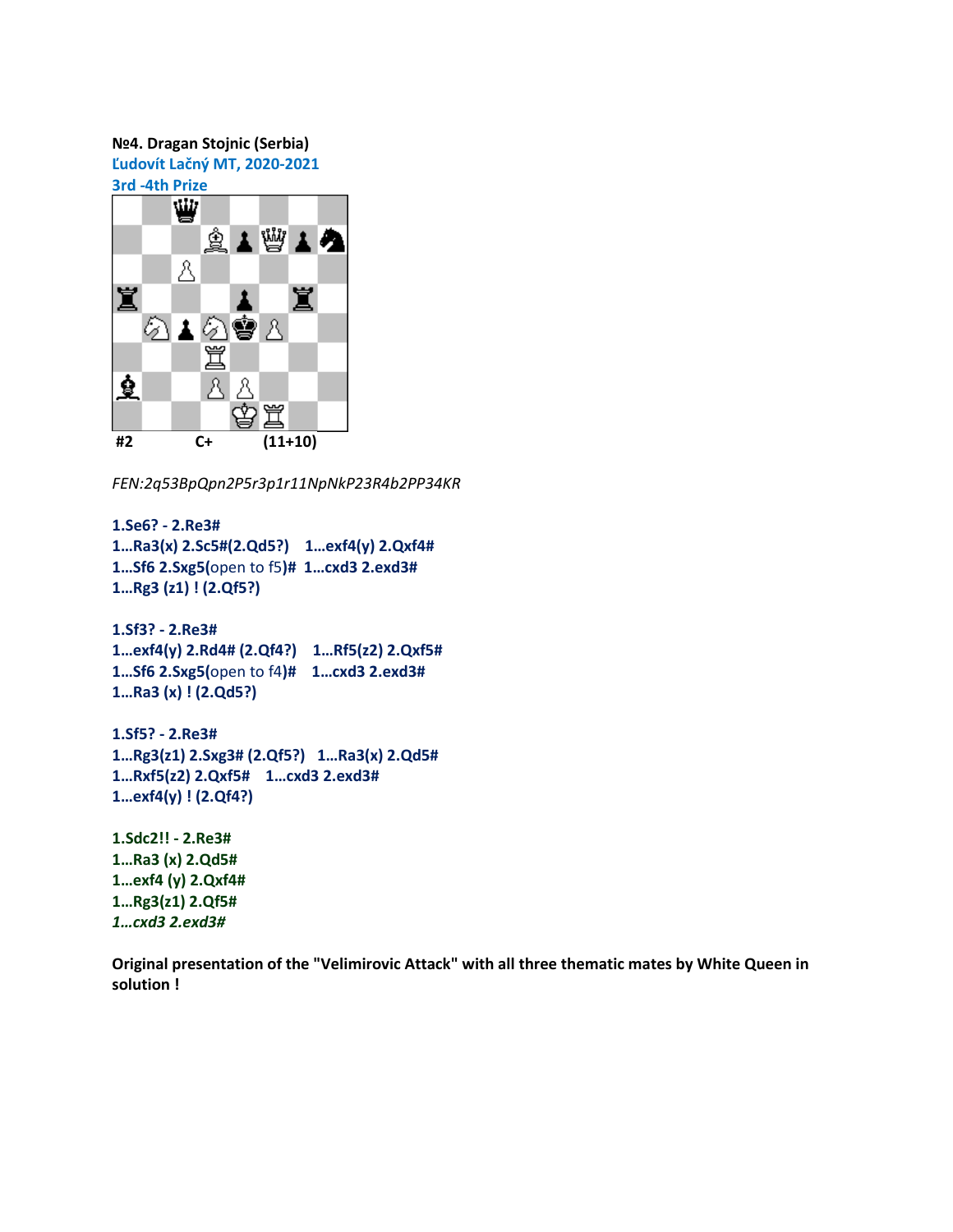**№4. Dragan Stojnic (Serbia)**
**Ľudovít Lačný MT, 2020-2021**
**3rd -4th Prize**

**#2          C+          (11+10)**

*FEN:2q53BpQpn2P5r3p1r11NpNkP23R4b2PP34KR*

**1.Se6? - 2.Re3#**
**1…Ra3(x) 2.Sc5#(2.Qd5?)    1…exf4(y) 2.Qxf4#**
**1…Sf6 2.Sxg5(**open to f5**)#  1…cxd3 2.exd3#**
**1…Rg3 (z1) ! (2.Qf5?)**

**1.Sf3? - 2.Re3#**
**1…exf4(y) 2.Rd4# (2.Qf4?)    1…Rf5(z2) 2.Qxf5#**
**1…Sf6 2.Sxg5(**open to f4**)#    1…cxd3 2.exd3#**
**1…Ra3 (x) ! (2.Qd5?)**

**1.Sf5? - 2.Re3#**
**1…Rg3(z1) 2.Sxg3# (2.Qf5?)    1…Ra3(x) 2.Qd5#**
**1…Rxf5(z2) 2.Qxf5#    1…cxd3 2.exd3#**
**1…exf4(y) ! (2.Qf4?)**

**1.Sdc2!! - 2.Re3#**
**1…Ra3 (x) 2.Qd5#**
**1…exf4 (y) 2.Qxf4#**
**1…Rg3(z1) 2.Qf5#**
***1…cxd3 2.exd3#***

**Original presentation of the "Velimirovic Attack" with all three thematic mates by White Queen in solution !**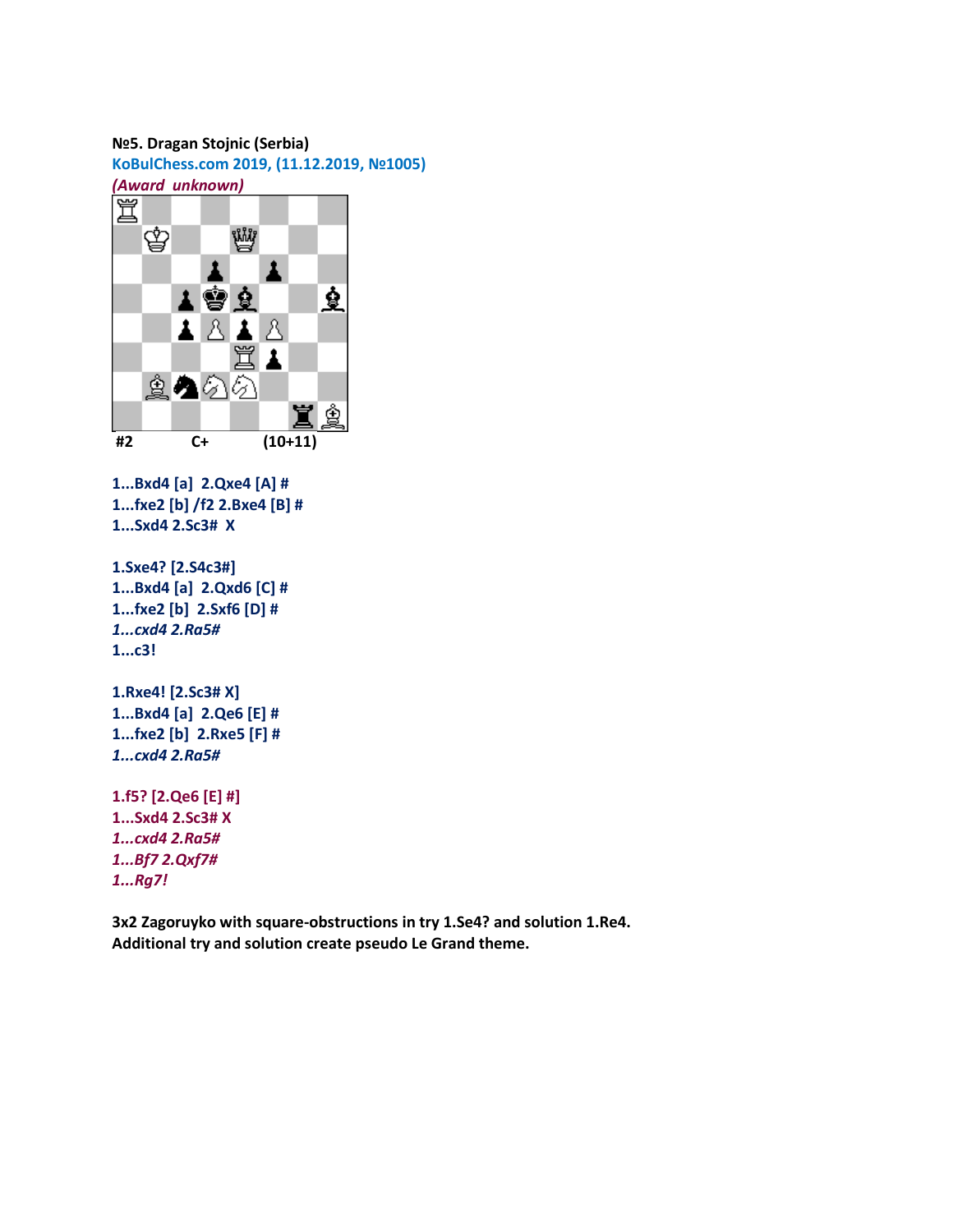**№5. Dragan Stojnic (Serbia)**

**KoBulChess.com 2019, (11.12.2019, №1005)**

***(Award unknown)***

**#2 C+ (10+11)**

**1...Bxd4 [a] 2.Qxe4 [A] #**

**1...fxe2 [b] /f2 2.Bxe4 [B] #**

**1...Sxd4 2.Sc3# X**

**1.Sxe4? [2.S4c3#]**

**1...Bxd4 [a] 2.Qxd6 [C] #**

**1...fxe2 [b] 2.Sxf6 [D] #**

***1...cxd4 2.Ra5#***

**1...c3!**

**1.Rxe4! [2.Sc3# X]**

**1...Bxd4 [a] 2.Qe6 [E] #**

**1...fxe2 [b] 2.Rxe5 [F] #**

***1...cxd4 2.Ra5#***

**1.f5? [2.Qe6 [E] #]**

**1...Sxd4 2.Sc3# X**

***1...cxd4 2.Ra5#***

***1...Bf7 2.Qxf7#***

***1...Rg7!***

**3x2 Zagoruyko with square-obstructions in try 1.Se4? and solution 1.Re4. Additional try and solution create pseudo Le Grand theme.**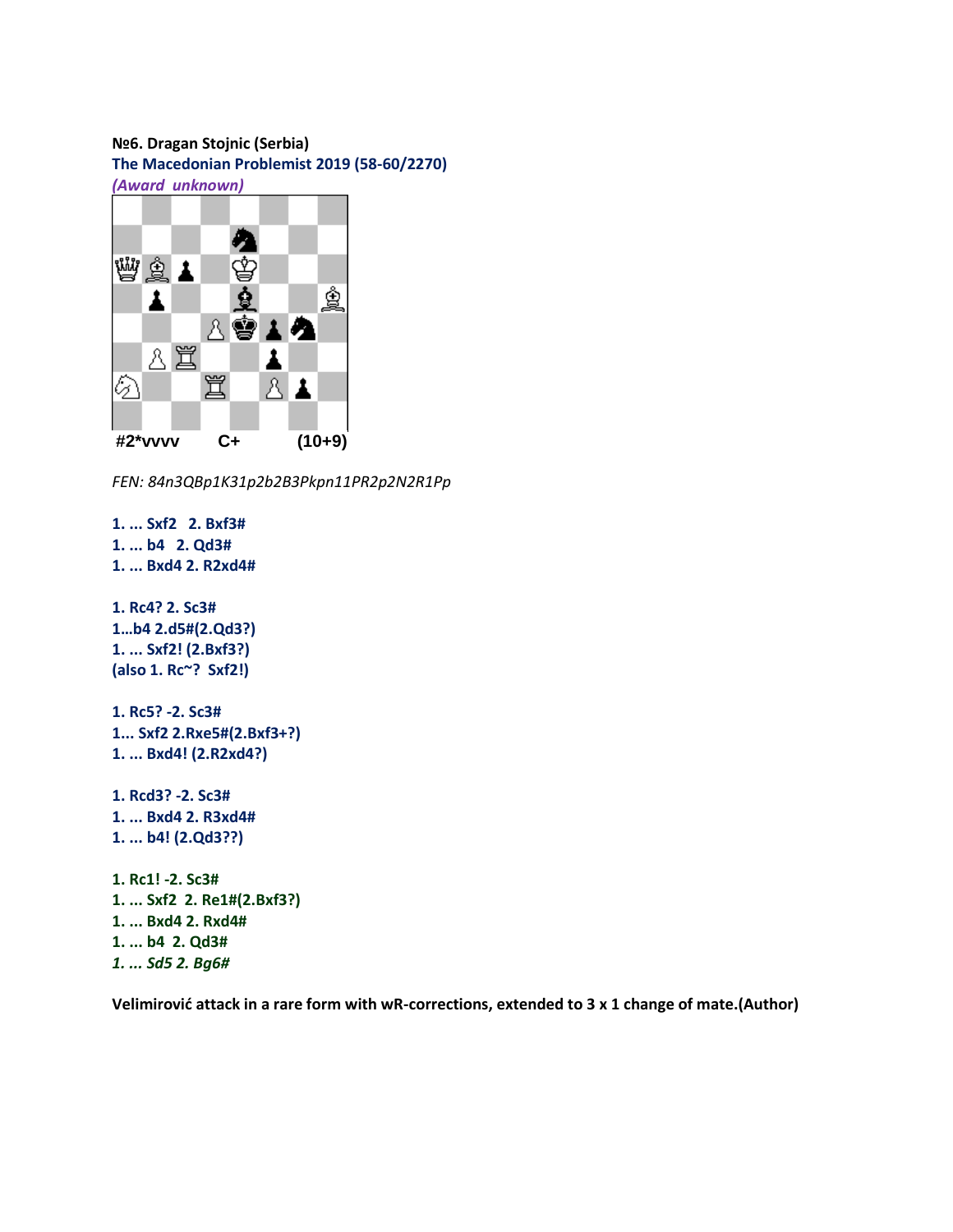**№6. Dragan Stojnic (Serbia)**
**The Macedonian Problemist 2019 (58-60/2270)**
***(Award unknown)***

#2*vvvv C+ (10+9)

*FEN: 84n3QBp1K31p2b2B3Pkpn11PR2p2N2R1Pp*

**1. ... Sxf2 2. Bxf3#**
**1. ... b4 2. Qd3#**
**1. ... Bxd4 2. R2xd4#**

**1. Rc4? 2. Sc3#**
**1…b4 2.d5#(2.Qd3?)**
**1. ... Sxf2! (2.Bxf3?)**
**(also 1. Rc~? Sxf2!)**

**1. Rc5? -2. Sc3#**
**1... Sxf2 2.Rxe5#(2.Bxf3+?)**
**1. ... Bxd4! (2.R2xd4?)**

**1. Rcd3? -2. Sc3#**
**1. ... Bxd4 2. R3xd4#**
**1. ... b4! (2.Qd3??)**

**1. Rc1! -2. Sc3#**
**1. ... Sxf2 2. Re1#(2.Bxf3?)**
**1. ... Bxd4 2. Rxd4#**
**1. ... b4 2. Qd3#**
***1. ... Sd5 2. Bg6#***

**Velimirović attack in a rare form with wR-corrections, extended to 3 x 1 change of mate.(Author)**